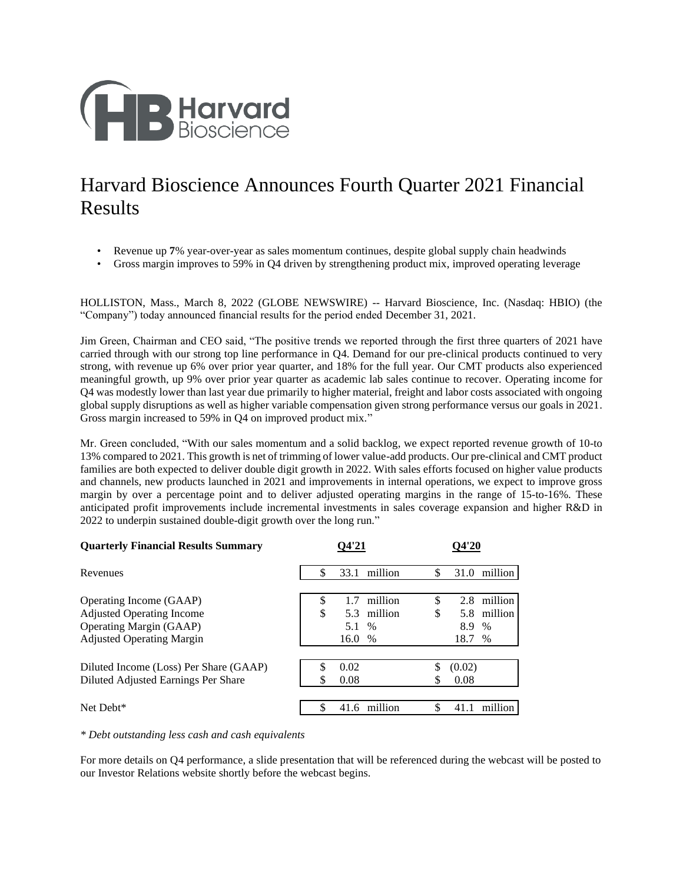# Harvard Bioscience Announces Fourth Quarter 2021 Financial Results

- Revenue up **7**% year-over-year as sales momentum continues, despite global supply chain headwinds
- Gross margin improves to 59% in Q4 driven by strengthening product mix, improved operating leverage

HOLLISTON, Mass., March 8, 2022 (GLOBE NEWSWIRE) -- Harvard Bioscience, Inc. (Nasdaq: HBIO) (the "Company") today announced financial results for the period ended December 31, 2021.

Jim Green, Chairman and CEO said, "The positive trends we reported through the first three quarters of 2021 have carried through with our strong top line performance in Q4. Demand for our pre-clinical products continued to very strong, with revenue up 6% over prior year quarter, and 18% for the full year. Our CMT products also experienced meaningful growth, up 9% over prior year quarter as academic lab sales continue to recover. Operating income for Q4 was modestly lower than last year due primarily to higher material, freight and labor costs associated with ongoing global supply disruptions as well as higher variable compensation given strong performance versus our goals in 2021. Gross margin increased to 59% in Q4 on improved product mix."

Mr. Green concluded, "With our sales momentum and a solid backlog, we expect reported revenue growth of 10-to 13% compared to 2021. This growth is net of trimming of lower value-add products. Our pre-clinical and CMT product families are both expected to deliver double digit growth in 2022. With sales efforts focused on higher value products and channels, new products launched in 2021 and improvements in internal operations, we expect to improve gross margin by over a percentage point and to deliver adjusted operating margins in the range of 15-to-16%. These anticipated profit improvements include incremental investments in sales coverage expansion and higher R&D in 2022 to underpin sustained double-digit growth over the long run."

| **Quarterly Financial Results Summary** | **Q4'21** | **Q4'20** |
|---|---|---|
| Revenues | $ 33.1 million | $ 31.0 million |
| Operating Income (GAAP) | $ 1.7 million | $ 2.8 million |
| Adjusted Operating Income | $ 5.3 million | $ 5.8 million |
| Operating Margin (GAAP) | 5.1 % | 8.9 % |
| Adjusted Operating Margin | 16.0 % | 18.7 % |
| Diluted Income (Loss) Per Share (GAAP) | $ 0.02 | $ (0.02) |
| Diluted Adjusted Earnings Per Share | $ 0.08 | $ 0.08 |
| Net Debt* | $ 41.6 million | $ 41.1 million |

*\* Debt outstanding less cash and cash equivalents*

For more details on Q4 performance, a slide presentation that will be referenced during the webcast will be posted to our Investor Relations website shortly before the webcast begins.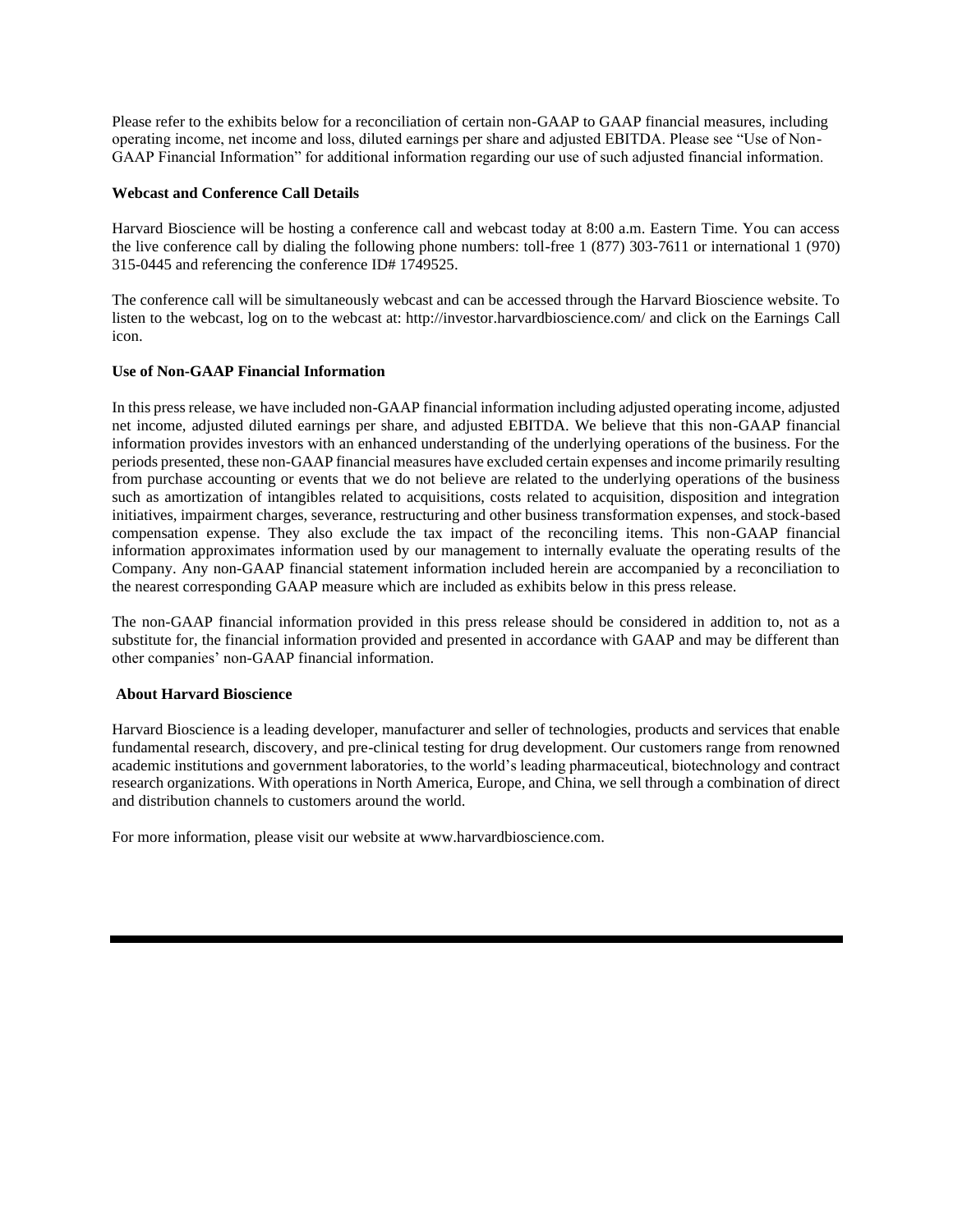Please refer to the exhibits below for a reconciliation of certain non-GAAP to GAAP financial measures, including operating income, net income and loss, diluted earnings per share and adjusted EBITDA. Please see "Use of Non-GAAP Financial Information" for additional information regarding our use of such adjusted financial information.

**Webcast and Conference Call Details**

Harvard Bioscience will be hosting a conference call and webcast today at 8:00 a.m. Eastern Time. You can access the live conference call by dialing the following phone numbers: toll-free 1 (877) 303-7611 or international 1 (970) 315-0445 and referencing the conference ID# 1749525.

The conference call will be simultaneously webcast and can be accessed through the Harvard Bioscience website. To listen to the webcast, log on to the webcast at: http://investor.harvardbioscience.com/ and click on the Earnings Call icon.

**Use of Non-GAAP Financial Information**

In this press release, we have included non-GAAP financial information including adjusted operating income, adjusted net income, adjusted diluted earnings per share, and adjusted EBITDA. We believe that this non-GAAP financial information provides investors with an enhanced understanding of the underlying operations of the business. For the periods presented, these non-GAAP financial measures have excluded certain expenses and income primarily resulting from purchase accounting or events that we do not believe are related to the underlying operations of the business such as amortization of intangibles related to acquisitions, costs related to acquisition, disposition and integration initiatives, impairment charges, severance, restructuring and other business transformation expenses, and stock-based compensation expense. They also exclude the tax impact of the reconciling items. This non-GAAP financial information approximates information used by our management to internally evaluate the operating results of the Company. Any non-GAAP financial statement information included herein are accompanied by a reconciliation to the nearest corresponding GAAP measure which are included as exhibits below in this press release.

The non-GAAP financial information provided in this press release should be considered in addition to, not as a substitute for, the financial information provided and presented in accordance with GAAP and may be different than other companies' non-GAAP financial information.

**About Harvard Bioscience**

Harvard Bioscience is a leading developer, manufacturer and seller of technologies, products and services that enable fundamental research, discovery, and pre-clinical testing for drug development. Our customers range from renowned academic institutions and government laboratories, to the world's leading pharmaceutical, biotechnology and contract research organizations. With operations in North America, Europe, and China, we sell through a combination of direct and distribution channels to customers around the world.

For more information, please visit our website at www.harvardbioscience.com.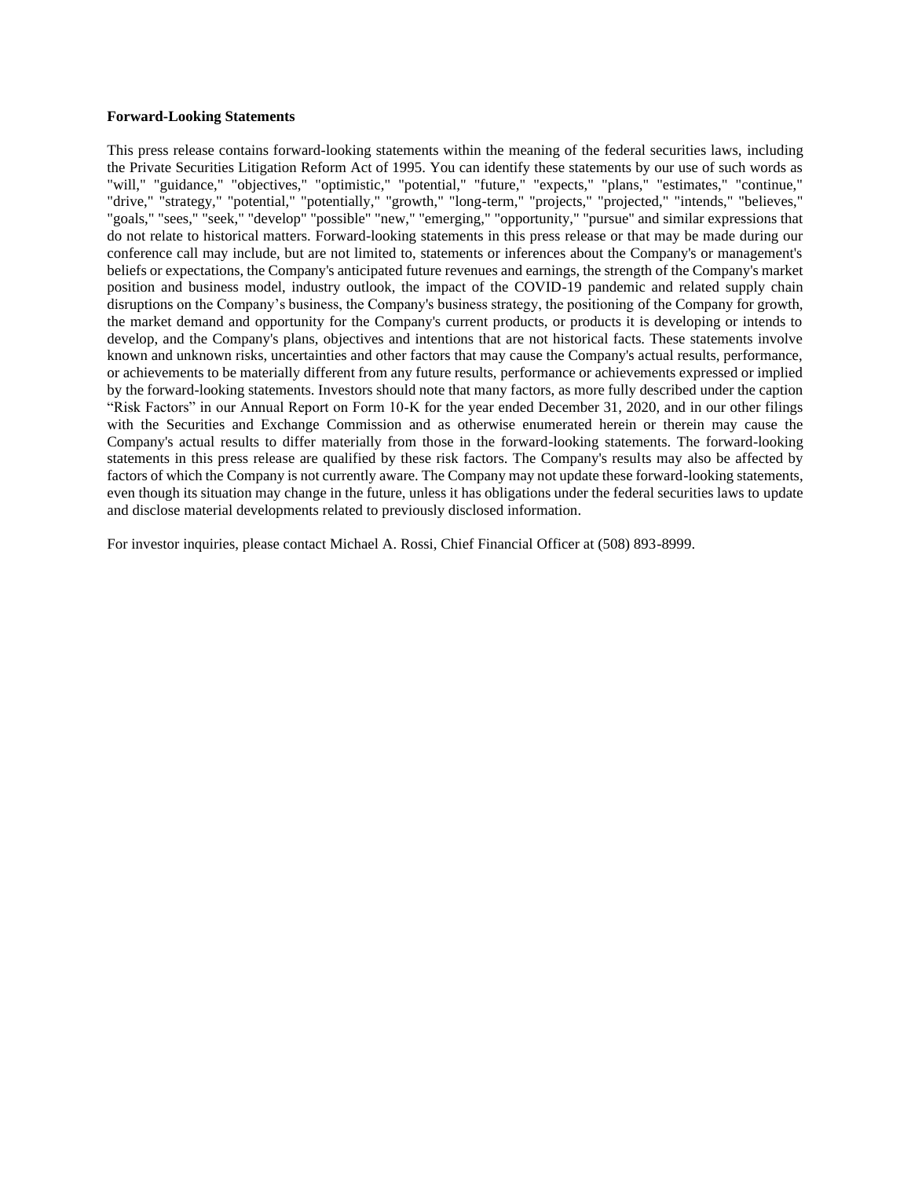**Forward-Looking Statements**

This press release contains forward-looking statements within the meaning of the federal securities laws, including the Private Securities Litigation Reform Act of 1995. You can identify these statements by our use of such words as "will," "guidance," "objectives," "optimistic," "potential," "future," "expects," "plans," "estimates," "continue," "drive," "strategy," "potential," "potentially," "growth," "long-term," "projects," "projected," "intends," "believes," "goals," "sees," "seek," "develop" "possible" "new," "emerging," "opportunity," "pursue" and similar expressions that do not relate to historical matters. Forward-looking statements in this press release or that may be made during our conference call may include, but are not limited to, statements or inferences about the Company's or management's beliefs or expectations, the Company's anticipated future revenues and earnings, the strength of the Company's market position and business model, industry outlook, the impact of the COVID-19 pandemic and related supply chain disruptions on the Company's business, the Company's business strategy, the positioning of the Company for growth, the market demand and opportunity for the Company's current products, or products it is developing or intends to develop, and the Company's plans, objectives and intentions that are not historical facts. These statements involve known and unknown risks, uncertainties and other factors that may cause the Company's actual results, performance, or achievements to be materially different from any future results, performance or achievements expressed or implied by the forward-looking statements. Investors should note that many factors, as more fully described under the caption "Risk Factors" in our Annual Report on Form 10-K for the year ended December 31, 2020, and in our other filings with the Securities and Exchange Commission and as otherwise enumerated herein or therein may cause the Company's actual results to differ materially from those in the forward-looking statements. The forward-looking statements in this press release are qualified by these risk factors. The Company's results may also be affected by factors of which the Company is not currently aware. The Company may not update these forward-looking statements, even though its situation may change in the future, unless it has obligations under the federal securities laws to update and disclose material developments related to previously disclosed information.

For investor inquiries, please contact Michael A. Rossi, Chief Financial Officer at (508) 893-8999.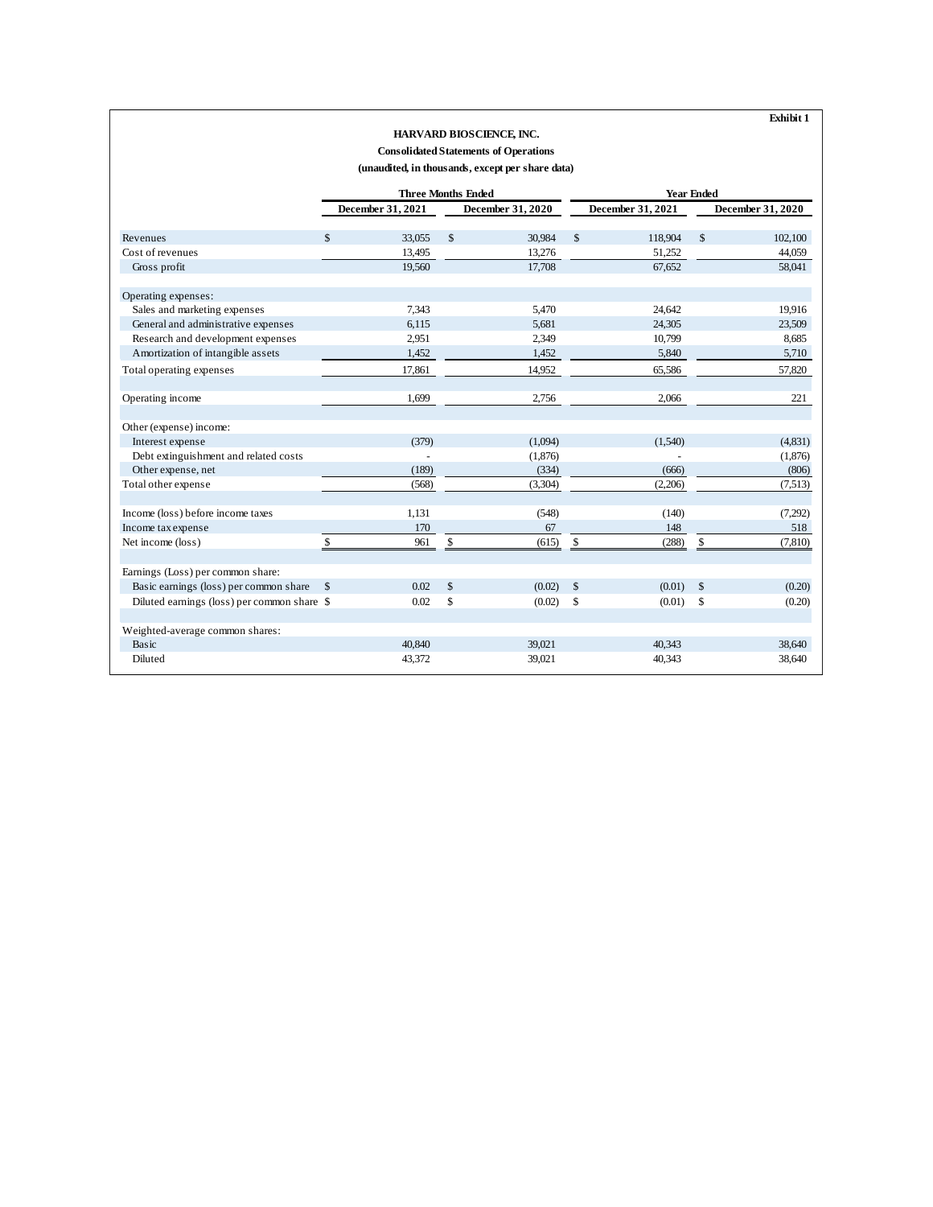**Exhibit 1**

**HARVARD BIOSCIENCE, INC.**

**Consolidated Statements of Operations**

**(unaudited, in thousands, except per share data)**

| | Three Months Ended | | Year Ended | |
|---|---|---|---|---|
| | December 31, 2021 | December 31, 2020 | December 31, 2021 | December 31, 2020 |
| Revenues | $ 33,055 | $ 30,984 | $ 118,904 | $ 102,100 |
| Cost of revenues | 13,495 | 13,276 | 51,252 | 44,059 |
| Gross profit | 19,560 | 17,708 | 67,652 | 58,041 |
| | | | | |
| Operating expenses: | | | | |
| Sales and marketing expenses | 7,343 | 5,470 | 24,642 | 19,916 |
| General and administrative expenses | 6,115 | 5,681 | 24,305 | 23,509 |
| Research and development expenses | 2,951 | 2,349 | 10,799 | 8,685 |
| Amortization of intangible assets | 1,452 | 1,452 | 5,840 | 5,710 |
| Total operating expenses | 17,861 | 14,952 | 65,586 | 57,820 |
| | | | | |
| Operating income | 1,699 | 2,756 | 2,066 | 221 |
| | | | | |
| Other (expense) income: | | | | |
| Interest expense | (379) | (1,094) | (1,540) | (4,831) |
| Debt extinguishment and related costs | - | (1,876) | - | (1,876) |
| Other expense, net | (189) | (334) | (666) | (806) |
| Total other expense | (568) | (3,304) | (2,206) | (7,513) |
| | | | | |
| Income (loss) before income taxes | 1,131 | (548) | (140) | (7,292) |
| Income tax expense | 170 | 67 | 148 | 518 |
| Net income (loss) | $ 961 | $ (615) | $ (288) | $ (7,810) |
| | | | | |
| Earnings (Loss) per common share: | | | | |
| Basic earnings (loss) per common share | $ 0.02 | $ (0.02) | $ (0.01) | $ (0.20) |
| Diluted earnings (loss) per common share | $ 0.02 | $ (0.02) | $ (0.01) | $ (0.20) |
| | | | | |
| Weighted-average common shares: | | | | |
| Basic | 40,840 | 39,021 | 40,343 | 38,640 |
| Diluted | 43,372 | 39,021 | 40,343 | 38,640 |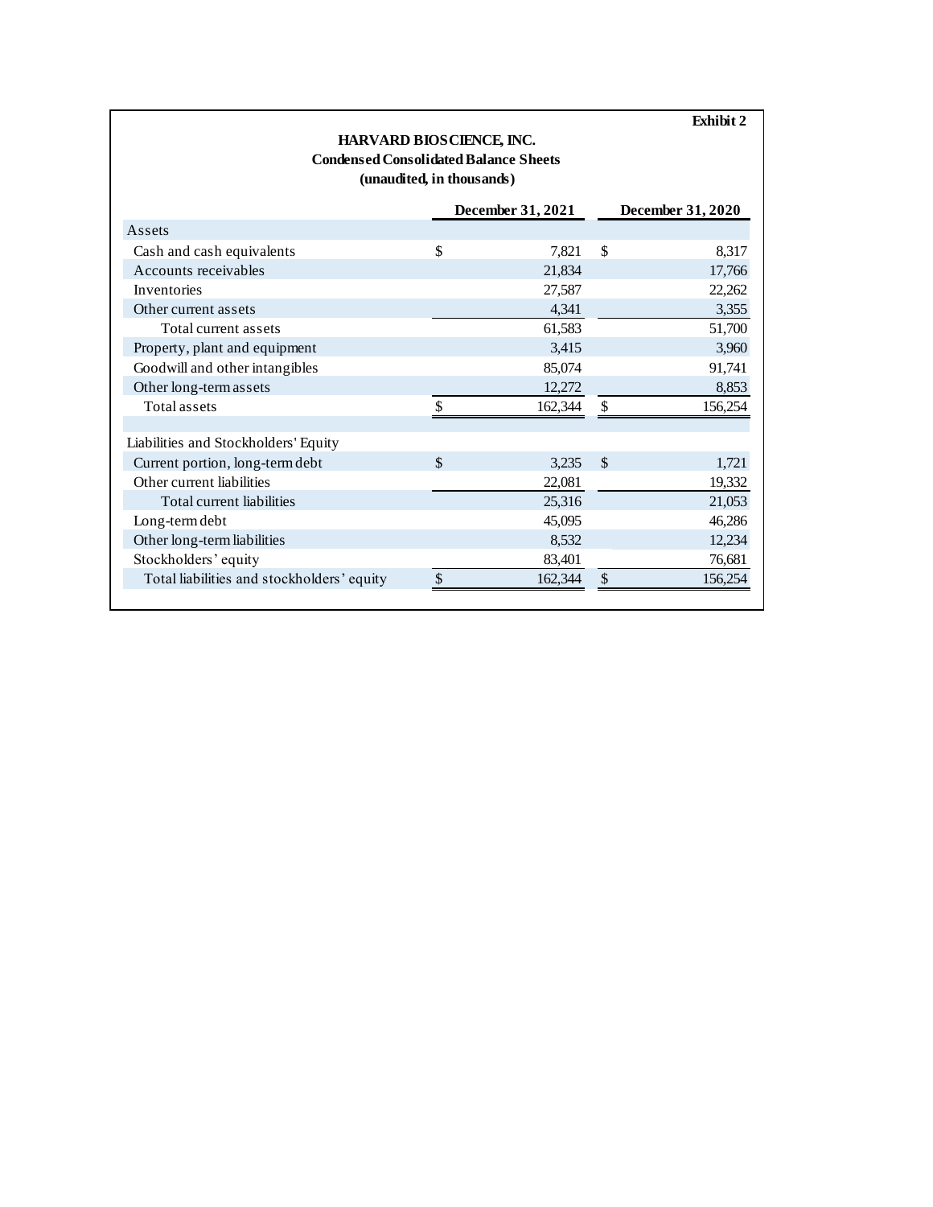Exhibit 2

**HARVARD BIOSCIENCE, INC.**
**Condensed Consolidated Balance Sheets**
**(unaudited, in thousands)**

| | December 31, 2021 | December 31, 2020 |
|---|---|---|
| **Assets** | | |
| Cash and cash equivalents | $ 7,821 | $ 8,317 |
| Accounts receivables | 21,834 | 17,766 |
| Inventories | 27,587 | 22,262 |
| Other current assets | 4,341 | 3,355 |
| Total current assets | 61,583 | 51,700 |
| Property, plant and equipment | 3,415 | 3,960 |
| Goodwill and other intangibles | 85,074 | 91,741 |
| Other long-term assets | 12,272 | 8,853 |
| Total assets | $ 162,344 | $ 156,254 |
| | | |
| **Liabilities and Stockholders' Equity** | | |
| Current portion, long-term debt | $ 3,235 | $ 1,721 |
| Other current liabilities | 22,081 | 19,332 |
| Total current liabilities | 25,316 | 21,053 |
| Long-term debt | 45,095 | 46,286 |
| Other long-term liabilities | 8,532 | 12,234 |
| Stockholders' equity | 83,401 | 76,681 |
| Total liabilities and stockholders' equity | $ 162,344 | $ 156,254 |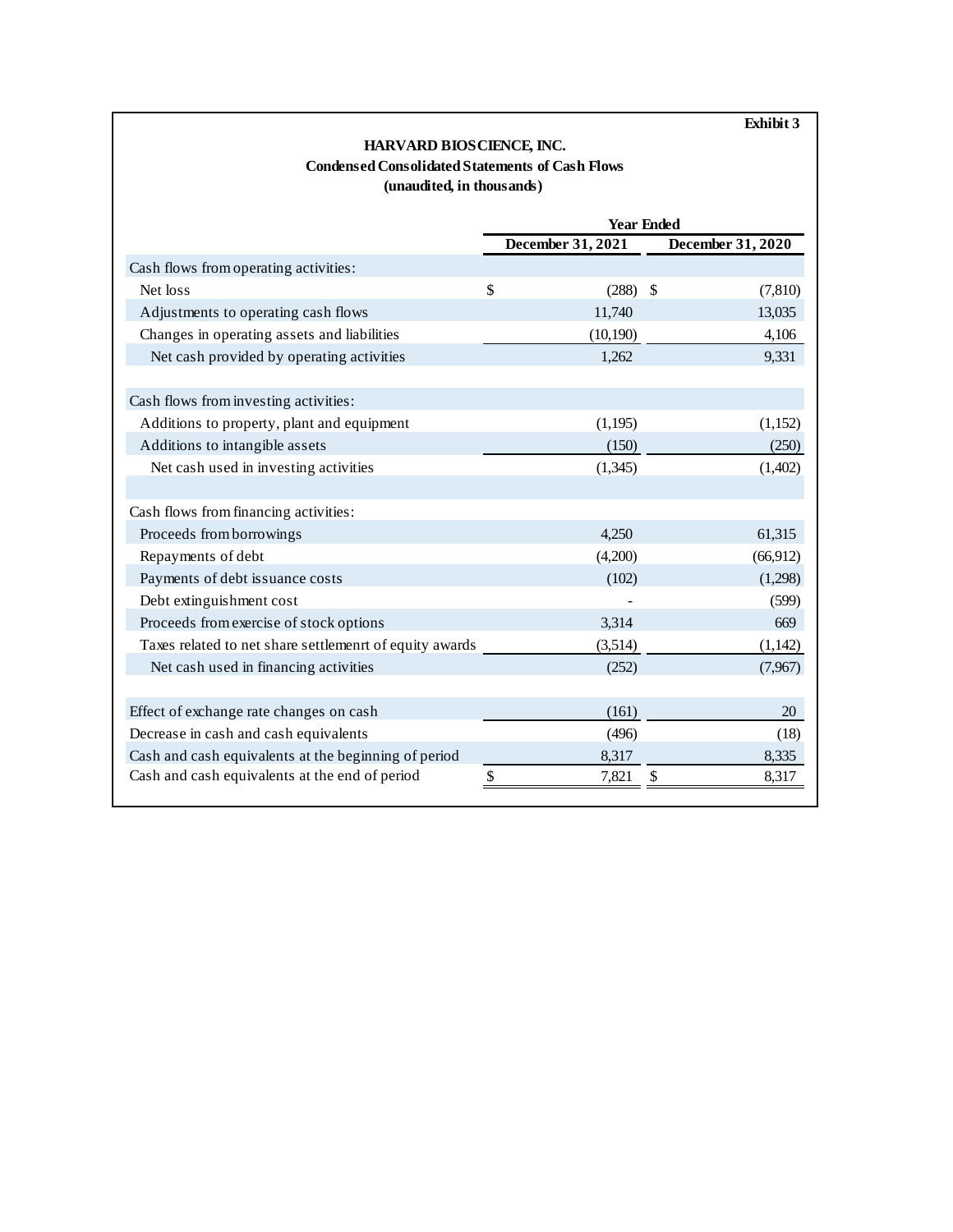**Exhibit 3**

**HARVARD BIOSCIENCE, INC.**
**Condensed Consolidated Statements of Cash Flows**
**(unaudited, in thousands)**

| | Year Ended | |
|---|---|---|
| | December 31, 2021 | December 31, 2020 |
| Cash flows from operating activities: | | |
| Net loss | $ (288) | $ (7,810) |
| Adjustments to operating cash flows | 11,740 | 13,035 |
| Changes in operating assets and liabilities | (10,190) | 4,106 |
| Net cash provided by operating activities | 1,262 | 9,331 |
| | | |
| Cash flows from investing activities: | | |
| Additions to property, plant and equipment | (1,195) | (1,152) |
| Additions to intangible assets | (150) | (250) |
| Net cash used in investing activities | (1,345) | (1,402) |
| | | |
| Cash flows from financing activities: | | |
| Proceeds from borrowings | 4,250 | 61,315 |
| Repayments of debt | (4,200) | (66,912) |
| Payments of debt issuance costs | (102) | (1,298) |
| Debt extinguishment cost | - | (599) |
| Proceeds from exercise of stock options | 3,314 | 669 |
| Taxes related to net share settlemenrt of equity awards | (3,514) | (1,142) |
| Net cash used in financing activities | (252) | (7,967) |
| | | |
| Effect of exchange rate changes on cash | (161) | 20 |
| Decrease in cash and cash equivalents | (496) | (18) |
| Cash and cash equivalents at the beginning of period | 8,317 | 8,335 |
| Cash and cash equivalents at the end of period | $ 7,821 | $ 8,317 |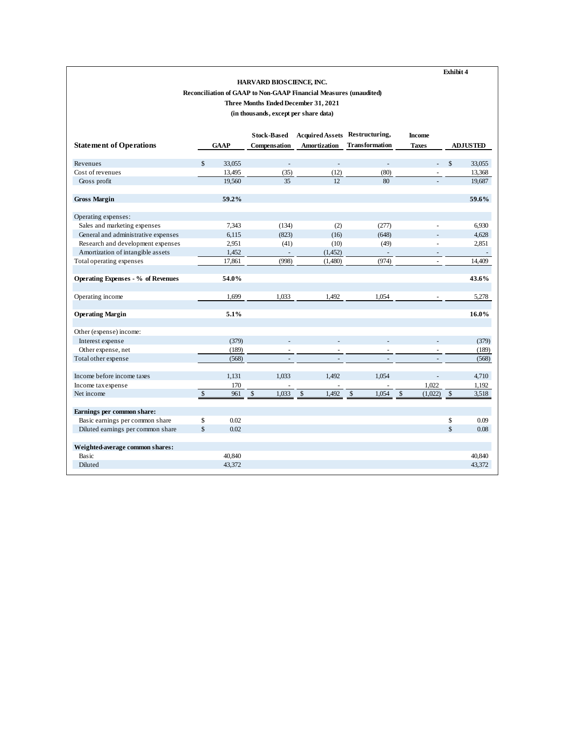Exhibit 4

**HARVARD BIOSCIENCE, INC.**

**Reconciliation of GAAP to Non-GAAP Financial Measures (unaudited)**

**Three Months Ended December 31, 2021**

**(in thousands, except per share data)**

| **Statement of Operations** | **GAAP** | **Stock-Based Compensation** | **Acquired Assets Amortization** | **Restructuring, Transformation** | **Income Taxes** | **ADJUSTED** |
|---|---|---|---|---|---|---|
| Revenues | $ 33,055 | - | - | - | - | $ 33,055 |
| Cost of revenues | 13,495 | (35) | (12) | (80) | - | 13,368 |
| Gross profit | 19,560 | 35 | 12 | 80 | - | 19,687 |
| **Gross Margin** | **59.2%** | | | | | **59.6%** |
| Operating expenses: | | | | | | |
| Sales and marketing expenses | 7,343 | (134) | (2) | (277) | - | 6,930 |
| General and administrative expenses | 6,115 | (823) | (16) | (648) | - | 4,628 |
| Research and development expenses | 2,951 | (41) | (10) | (49) | - | 2,851 |
| Amortization of intangible assets | 1,452 | - | (1,452) | - | - | - |
| Total operating expenses | 17,861 | (998) | (1,480) | (974) | - | 14,409 |
| **Operating Expenses - % of Revenues** | **54.0%** | | | | | **43.6%** |
| Operating income | 1,699 | 1,033 | 1,492 | 1,054 | - | 5,278 |
| **Operating Margin** | **5.1%** | | | | | **16.0%** |
| Other (expense) income: | | | | | | |
| Interest expense | (379) | - | - | - | - | (379) |
| Other expense, net | (189) | - | - | - | - | (189) |
| Total other expense | (568) | - | - | - | - | (568) |
| Income before income taxes | 1,131 | 1,033 | 1,492 | 1,054 | - | 4,710 |
| Income tax expense | 170 | - | - | - | 1,022 | 1,192 |
| Net income | $ 961 | $ 1,033 | $ 1,492 | $ 1,054 | $ (1,022) | $ 3,518 |
| **Earnings per common share:** | | | | | | |
| Basic earnings per common share | $ 0.02 | | | | | $ 0.09 |
| Diluted earnings per common share | $ 0.02 | | | | | $ 0.08 |
| **Weighted-average common shares:** | | | | | | |
| Basic | 40,840 | | | | | 40,840 |
| Diluted | 43,372 | | | | | 43,372 |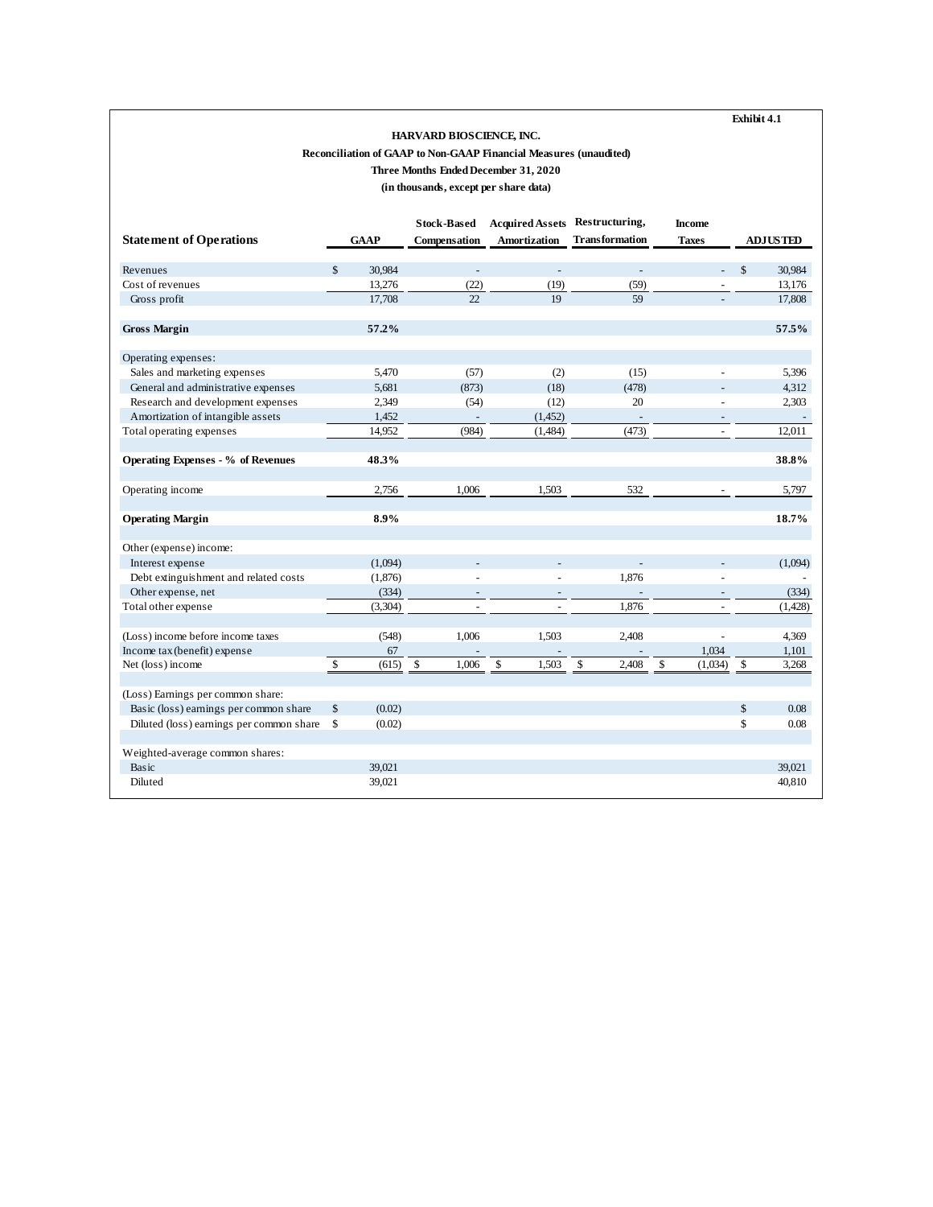Exhibit 4.1

**HARVARD BIOSCIENCE, INC.**

**Reconciliation of GAAP to Non-GAAP Financial Measures (unaudited)**

**Three Months Ended December 31, 2020**

**(in thousands, except per share data)**

| Statement of Operations | GAAP | Stock-Based Compensation | Acquired Assets Amortization | Restructuring, Transformation | Income Taxes | ADJUSTED |
|---|---|---|---|---|---|---|
| Revenues | $ 30,984 | - | - | - | - | $ 30,984 |
| Cost of revenues | 13,276 | (22) | (19) | (59) | - | 13,176 |
| Gross profit | 17,708 | 22 | 19 | 59 | - | 17,808 |
| **Gross Margin** | **57.2%** | | | | | **57.5%** |
| Operating expenses: | | | | | | |
| Sales and marketing expenses | 5,470 | (57) | (2) | (15) | - | 5,396 |
| General and administrative expenses | 5,681 | (873) | (18) | (478) | - | 4,312 |
| Research and development expenses | 2,349 | (54) | (12) | 20 | - | 2,303 |
| Amortization of intangible assets | 1,452 | - | (1,452) | - | - | - |
| Total operating expenses | 14,952 | (984) | (1,484) | (473) | - | 12,011 |
| **Operating Expenses - % of Revenues** | **48.3%** | | | | | **38.8%** |
| Operating income | 2,756 | 1,006 | 1,503 | 532 | - | 5,797 |
| **Operating Margin** | **8.9%** | | | | | **18.7%** |
| Other (expense) income: | | | | | | |
| Interest expense | (1,094) | - | - | - | - | (1,094) |
| Debt extinguishment and related costs | (1,876) | - | - | 1,876 | - | - |
| Other expense, net | (334) | - | - | - | - | (334) |
| Total other expense | (3,304) | - | - | 1,876 | - | (1,428) |
| (Loss) income before income taxes | (548) | 1,006 | 1,503 | 2,408 | - | 4,369 |
| Income tax (benefit) expense | 67 | - | - | - | 1,034 | 1,101 |
| Net (loss) income | $ (615) | $ 1,006 | $ 1,503 | $ 2,408 | $ (1,034) | $ 3,268 |
| (Loss) Earnings per common share: | | | | | | |
| Basic (loss) earnings per common share | $ (0.02) | | | | | $ 0.08 |
| Diluted (loss) earnings per common share | $ (0.02) | | | | | $ 0.08 |
| Weighted-average common shares: | | | | | | |
| Basic | 39,021 | | | | | 39,021 |
| Diluted | 39,021 | | | | | 40,810 |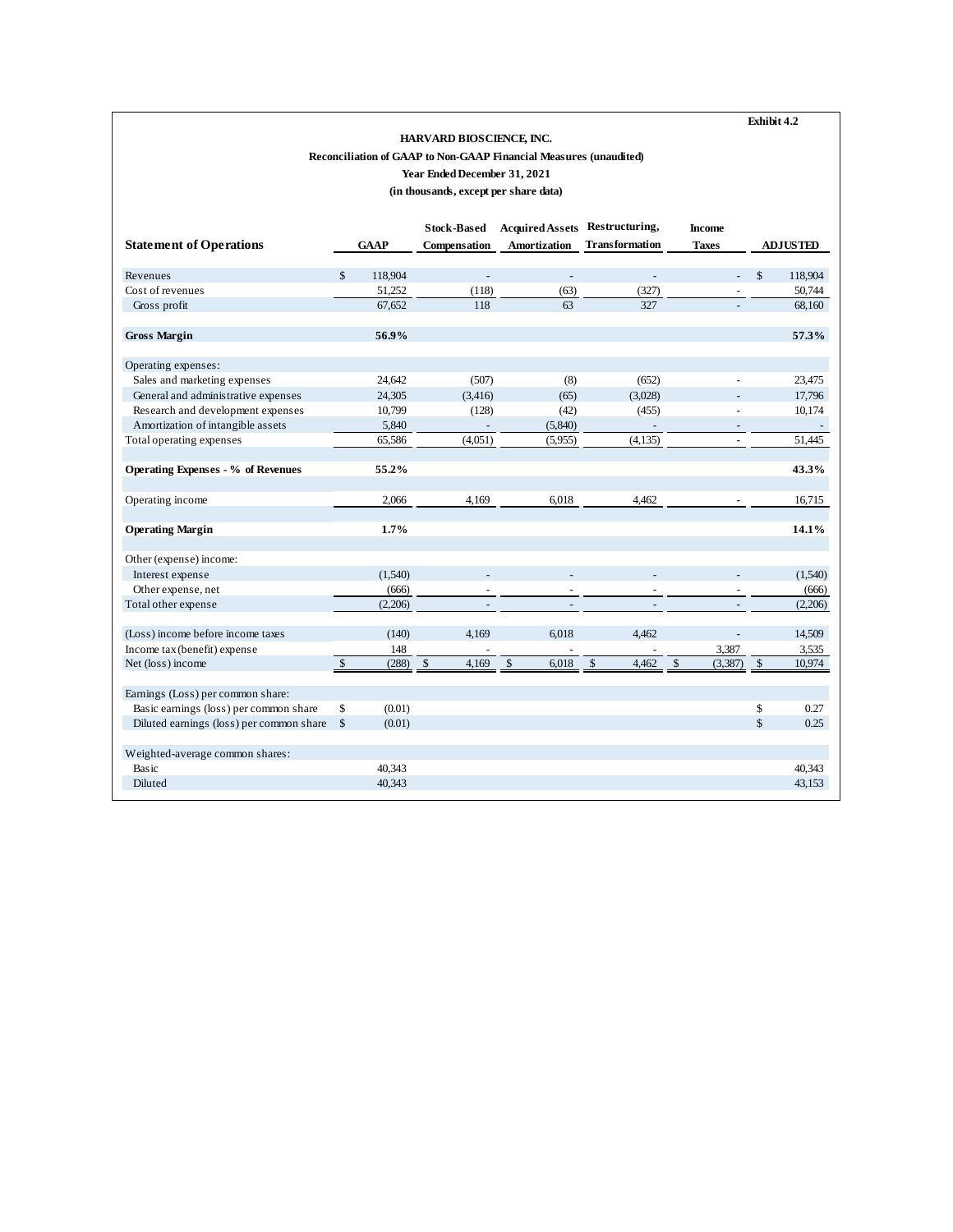Exhibit 4.2

**HARVARD BIOSCIENCE, INC.**
**Reconciliation of GAAP to Non-GAAP Financial Measures (unaudited)**
**Year Ended December 31, 2021**
**(in thousands, except per share data)**

| Statement of Operations | GAAP | Stock-Based Compensation | Acquired Assets Amortization | Restructuring, Transformation | Income Taxes | ADJUSTED |
|---|---|---|---|---|---|---|
| Revenues | $ 118,904 | - | - | - | - | $ 118,904 |
| Cost of revenues | 51,252 | (118) | (63) | (327) | - | 50,744 |
| Gross profit | 67,652 | 118 | 63 | 327 | - | 68,160 |
| **Gross Margin** | **56.9%** | | | | | **57.3%** |
| Operating expenses: | | | | | | |
| Sales and marketing expenses | 24,642 | (507) | (8) | (652) | - | 23,475 |
| General and administrative expenses | 24,305 | (3,416) | (65) | (3,028) | - | 17,796 |
| Research and development expenses | 10,799 | (128) | (42) | (455) | - | 10,174 |
| Amortization of intangible assets | 5,840 | - | (5,840) | - | - | - |
| Total operating expenses | 65,586 | (4,051) | (5,955) | (4,135) | - | 51,445 |
| **Operating Expenses - % of Revenues** | **55.2%** | | | | | **43.3%** |
| Operating income | 2,066 | 4,169 | 6,018 | 4,462 | - | 16,715 |
| **Operating Margin** | **1.7%** | | | | | **14.1%** |
| Other (expense) income: | | | | | | |
| Interest expense | (1,540) | - | - | - | - | (1,540) |
| Other expense, net | (666) | - | - | - | - | (666) |
| Total other expense | (2,206) | - | - | - | - | (2,206) |
| (Loss) income before income taxes | (140) | 4,169 | 6,018 | 4,462 | - | 14,509 |
| Income tax (benefit) expense | 148 | - | - | - | 3,387 | 3,535 |
| Net (loss) income | $ (288) | $ 4,169 | $ 6,018 | $ 4,462 | $ (3,387) | $ 10,974 |
| Earnings (Loss) per common share: | | | | | | |
| Basic earnings (loss) per common share | $ (0.01) | | | | | $ 0.27 |
| Diluted earnings (loss) per common share | $ (0.01) | | | | | $ 0.25 |
| Weighted-average common shares: | | | | | | |
| Basic | 40,343 | | | | | 40,343 |
| Diluted | 40,343 | | | | | 43,153 |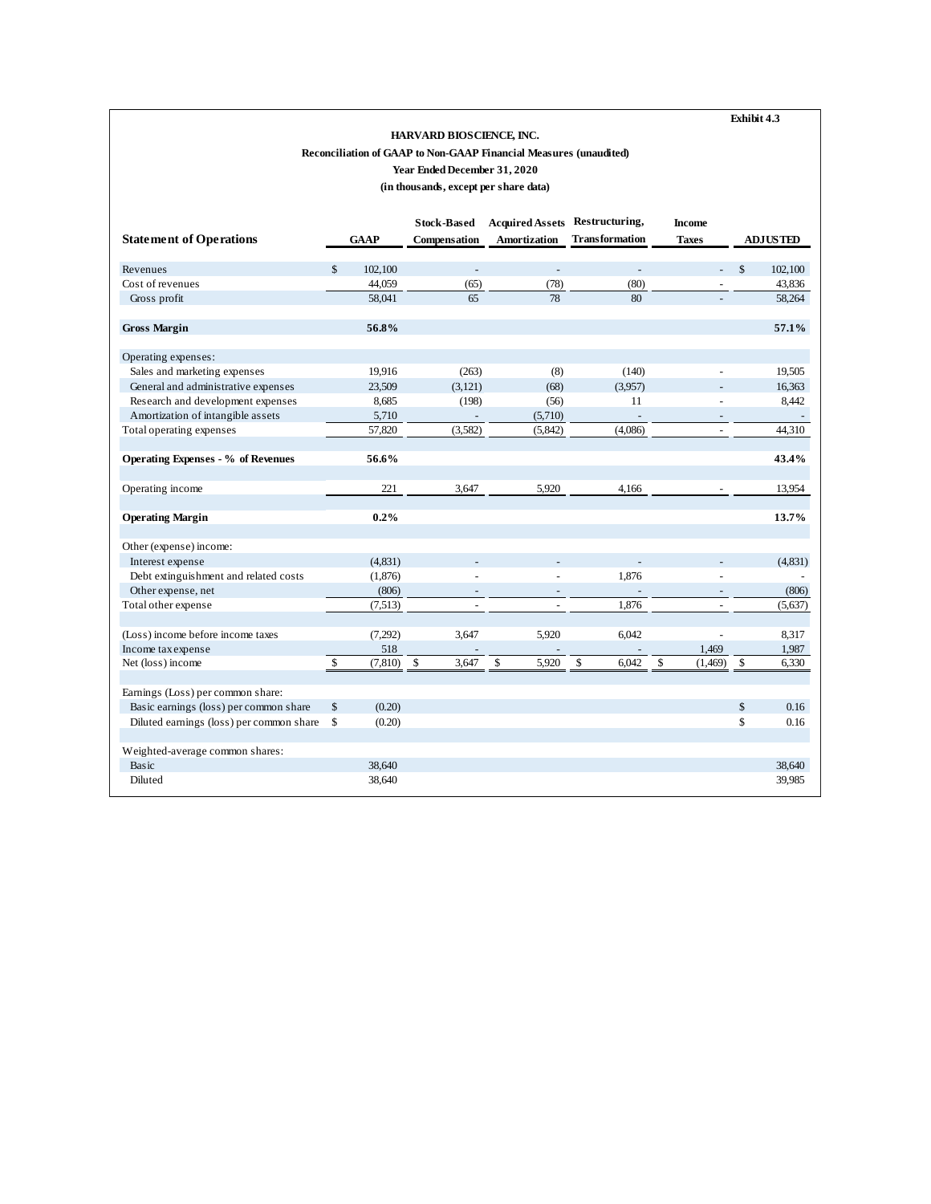Exhibit 4.3

**HARVARD BIOSCIENCE, INC.**

**Reconciliation of GAAP to Non-GAAP Financial Measures (unaudited)**

**Year Ended December 31, 2020**

**(in thousands, except per share data)**

| **Statement of Operations** | **GAAP** | **Stock-Based Compensation** | **Acquired Assets Amortization** | **Restructuring, Transformation** | **Income Taxes** | **ADJUSTED** |
|---|---|---|---|---|---|---|
| Revenues | $ 102,100 | - | - | - | - | $ 102,100 |
| Cost of revenues | 44,059 | (65) | (78) | (80) | - | 43,836 |
| Gross profit | 58,041 | 65 | 78 | 80 | - | 58,264 |
| | | | | | | |
| **Gross Margin** | **56.8%** | | | | | **57.1%** |
| | | | | | | |
| Operating expenses: | | | | | | |
| Sales and marketing expenses | 19,916 | (263) | (8) | (140) | - | 19,505 |
| General and administrative expenses | 23,509 | (3,121) | (68) | (3,957) | - | 16,363 |
| Research and development expenses | 8,685 | (198) | (56) | 11 | - | 8,442 |
| Amortization of intangible assets | 5,710 | - | (5,710) | - | - | - |
| Total operating expenses | 57,820 | (3,582) | (5,842) | (4,086) | - | 44,310 |
| | | | | | | |
| **Operating Expenses - % of Revenues** | **56.6%** | | | | | **43.4%** |
| | | | | | | |
| Operating income | 221 | 3,647 | 5,920 | 4,166 | - | 13,954 |
| | | | | | | |
| **Operating Margin** | **0.2%** | | | | | **13.7%** |
| | | | | | | |
| Other (expense) income: | | | | | | |
| Interest expense | (4,831) | - | - | - | - | (4,831) |
| Debt extinguishment and related costs | (1,876) | - | - | 1,876 | - | - |
| Other expense, net | (806) | - | - | - | - | (806) |
| Total other expense | (7,513) | - | - | 1,876 | - | (5,637) |
| | | | | | | |
| (Loss) income before income taxes | (7,292) | 3,647 | 5,920 | 6,042 | - | 8,317 |
| Income tax expense | 518 | - | - | - | 1,469 | 1,987 |
| Net (loss) income | $ (7,810) | $ 3,647 | $ 5,920 | $ 6,042 | $ (1,469) | $ 6,330 |
| | | | | | | |
| Earnings (Loss) per common share: | | | | | | |
| Basic earnings (loss) per common share | $ (0.20) | | | | | $ 0.16 |
| Diluted earnings (loss) per common share | $ (0.20) | | | | | $ 0.16 |
| | | | | | | |
| Weighted-average common shares: | | | | | | |
| Basic | 38,640 | | | | | 38,640 |
| Diluted | 38,640 | | | | | 39,985 |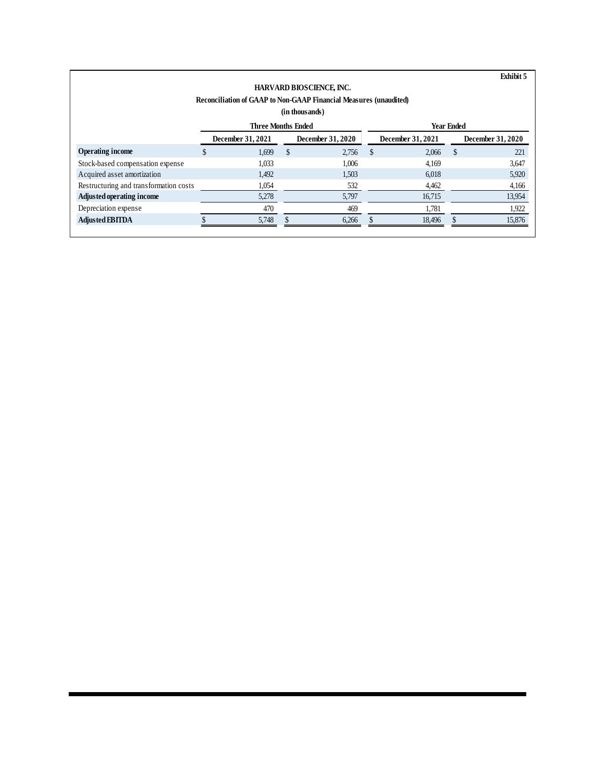Exhibit 5

**HARVARD BIOSCIENCE, INC.**

**Reconciliation of GAAP to Non-GAAP Financial Measures (unaudited)**

**(in thousands)**

| | Three Months Ended | | Year Ended | |
|---|---|---|---|---|
| | December 31, 2021 | December 31, 2020 | December 31, 2021 | December 31, 2020 |
| **Operating income** | $ 1,699 | $ 2,756 | $ 2,066 | $ 221 |
| Stock-based compensation expense | 1,033 | 1,006 | 4,169 | 3,647 |
| Acquired asset amortization | 1,492 | 1,503 | 6,018 | 5,920 |
| Restructuring and transformation costs | 1,054 | 532 | 4,462 | 4,166 |
| **Adjusted operating income** | 5,278 | 5,797 | 16,715 | 13,954 |
| Depreciation expense | 470 | 469 | 1,781 | 1,922 |
| **Adjusted EBITDA** | $ 5,748 | $ 6,266 | $ 18,496 | $ 15,876 |